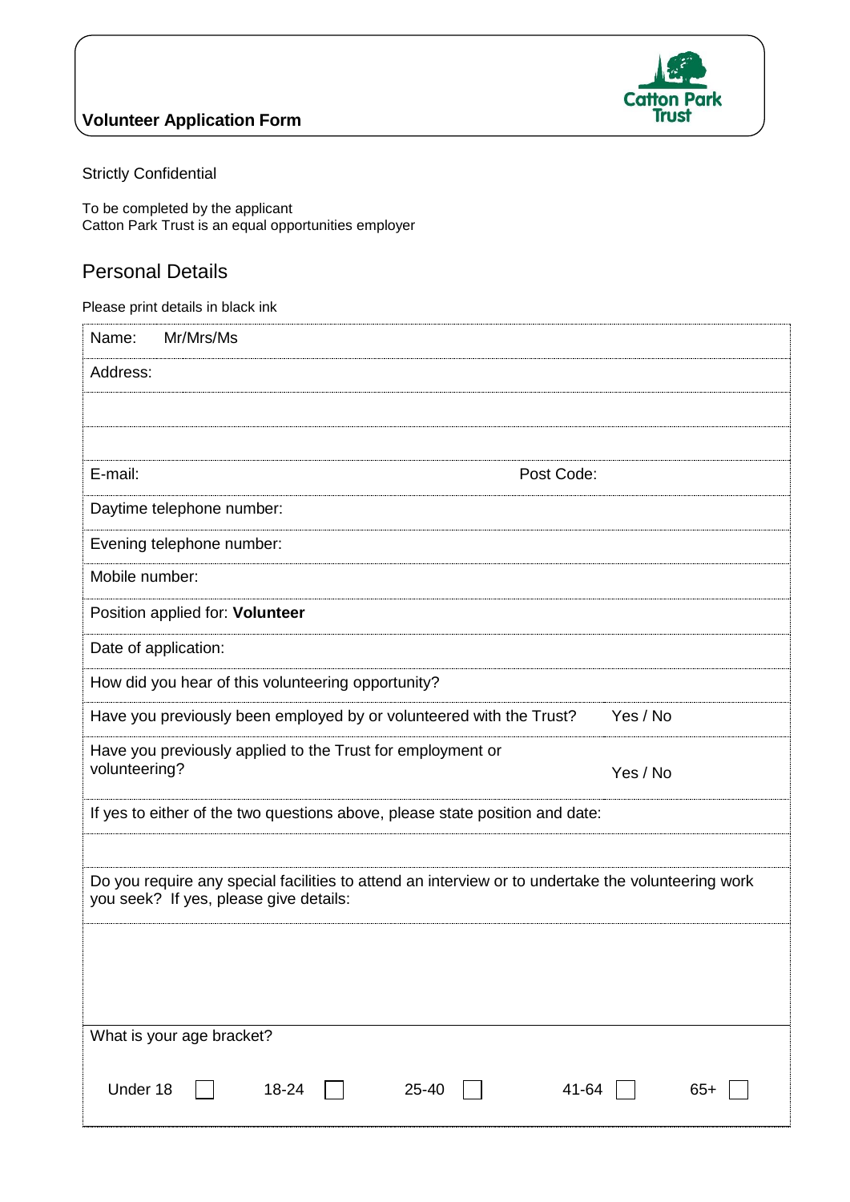**Volunteer Application Form**

Catton Park Trust

Strictly Confidential

To be completed by the applicant
Catton Park Trust is an equal opportunities employer

## Personal Details

Please print details in black ink

| Name: Mr/Mrs/Ms | |
|---|---|
| Address: | |
| | |
| | |
| E-mail: | Post Code: |
| Daytime telephone number: | |
| Evening telephone number: | |
| Mobile number: | |
| Position applied for: **Volunteer** | |
| Date of application: | |
| How did you hear of this volunteering opportunity? | |
| Have you previously been employed by or volunteered with the Trust? | Yes / No |
| Have you previously applied to the Trust for employment or volunteering? | Yes / No |
| If yes to either of the two questions above, please state position and date: | |
| | |
| Do you require any special facilities to attend an interview or to undertake the volunteering work you seek? If yes, please give details: | |
| | |
| What is your age bracket? | |
| Under 18 ☐ 18-24 ☐ 25-40 ☐ 41-64 ☐ 65+ ☐ | |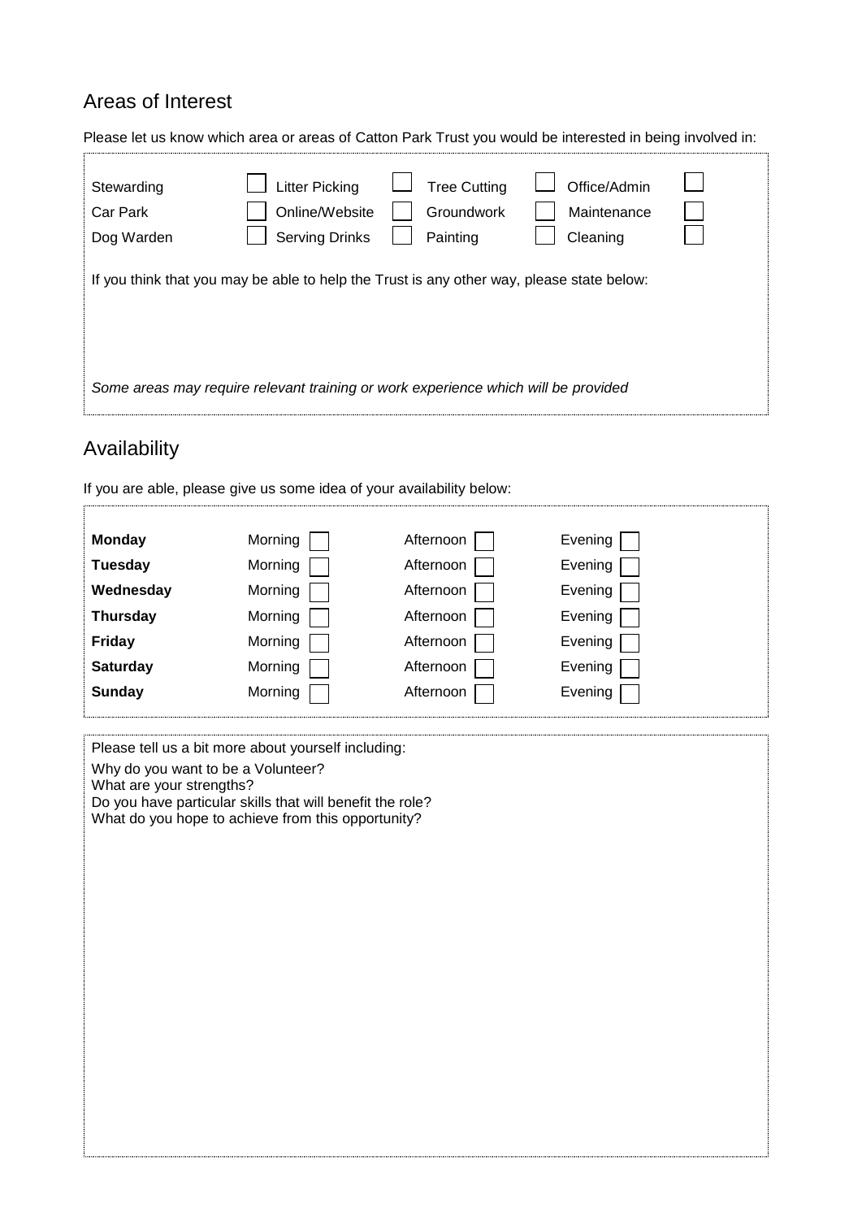## Areas of Interest

Please let us know which area or areas of Catton Park Trust you would be interested in being involved in:

| | | | | | | | |
|---|---|---|---|---|---|---|---|
| Stewarding | ☐ | Litter Picking | ☐ | Tree Cutting | ☐ | Office/Admin | ☐ |
| Car Park | ☐ | Online/Website | ☐ | Groundwork | ☐ | Maintenance | ☐ |
| Dog Warden | ☐ | Serving Drinks | ☐ | Painting | ☐ | Cleaning | ☐ |

If you think that you may be able to help the Trust is any other way, please state below:

*Some areas may require relevant training or work experience which will be provided*

## Availability

If you are able, please give us some idea of your availability below:

| | | | |
|---|---|---|---|
| **Monday** | Morning ☐ | Afternoon ☐ | Evening ☐ |
| **Tuesday** | Morning ☐ | Afternoon ☐ | Evening ☐ |
| **Wednesday** | Morning ☐ | Afternoon ☐ | Evening ☐ |
| **Thursday** | Morning ☐ | Afternoon ☐ | Evening ☐ |
| **Friday** | Morning ☐ | Afternoon ☐ | Evening ☐ |
| **Saturday** | Morning ☐ | Afternoon ☐ | Evening ☐ |
| **Sunday** | Morning ☐ | Afternoon ☐ | Evening ☐ |

Please tell us a bit more about yourself including:

Why do you want to be a Volunteer?
What are your strengths?
Do you have particular skills that will benefit the role?
What do you hope to achieve from this opportunity?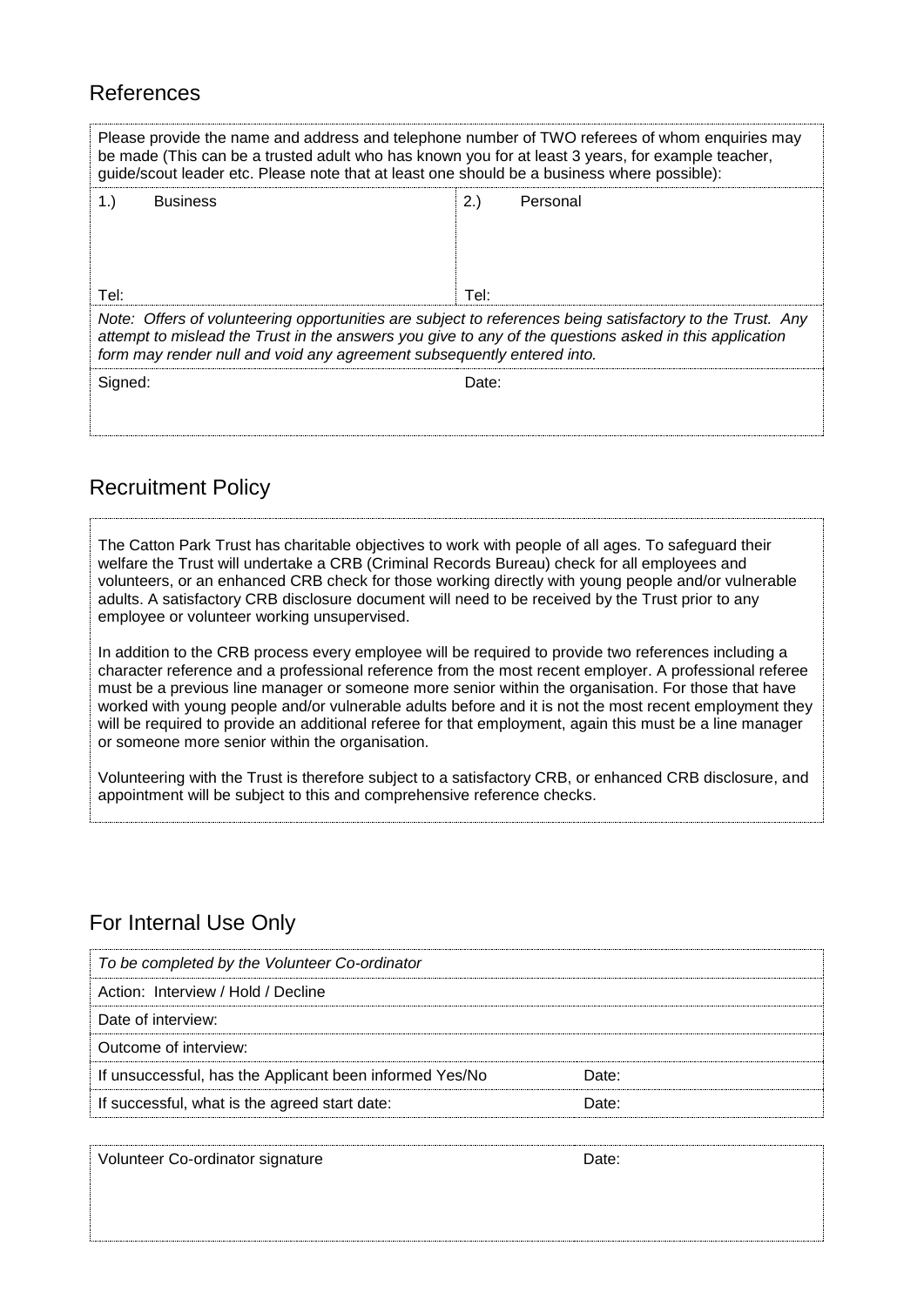## References

| | |
|---|---|
| Please provide the name and address and telephone number of TWO referees of whom enquiries may be made (This can be a trusted adult who has known you for at least 3 years, for example teacher, guide/scout leader etc. Please note that at least one should be a business where possible): | |
| 1.) Business<br><br><br>Tel: | 2.) Personal<br><br><br>Tel: |
| *Note: Offers of volunteering opportunities are subject to references being satisfactory to the Trust. Any attempt to mislead the Trust in the answers you give to any of the questions asked in this application form may render null and void any agreement subsequently entered into.* | |
| Signed: | Date: |

## Recruitment Policy

The Catton Park Trust has charitable objectives to work with people of all ages. To safeguard their welfare the Trust will undertake a CRB (Criminal Records Bureau) check for all employees and volunteers, or an enhanced CRB check for those working directly with young people and/or vulnerable adults. A satisfactory CRB disclosure document will need to be received by the Trust prior to any employee or volunteer working unsupervised.

In addition to the CRB process every employee will be required to provide two references including a character reference and a professional reference from the most recent employer. A professional referee must be a previous line manager or someone more senior within the organisation. For those that have worked with young people and/or vulnerable adults before and it is not the most recent employment they will be required to provide an additional referee for that employment, again this must be a line manager or someone more senior within the organisation.

Volunteering with the Trust is therefore subject to a satisfactory CRB, or enhanced CRB disclosure, and appointment will be subject to this and comprehensive reference checks.

## For Internal Use Only

| | |
|---|---|
| *To be completed by the Volunteer Co-ordinator* | |
| Action: Interview / Hold / Decline | |
| Date of interview: | |
| Outcome of interview: | |
| If unsuccessful, has the Applicant been informed Yes/No | Date: |
| If successful, what is the agreed start date: | Date: |

| | |
|---|---|
| Volunteer Co-ordinator signature | Date: |